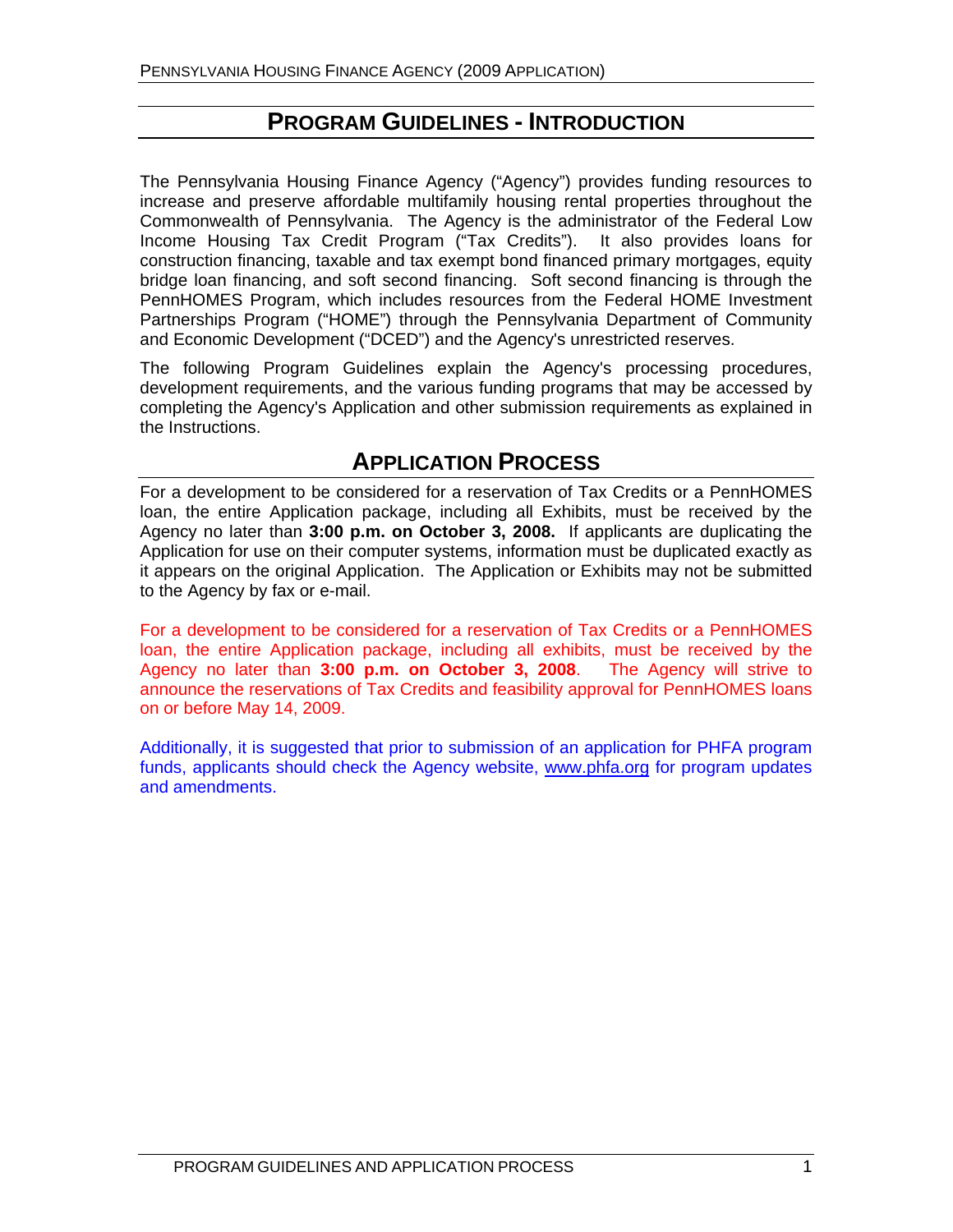# PROGRAM GUIDELINES - INTRODUCTION

The Pennsylvania Housing Finance Agency ("Agency") provides funding resources to increase and preserve affordable multifamily housing rental properties throughout the Commonwealth of Pennsylvania. The Agency is the administrator of the Federal Low Income Housing Tax Credit Program ("Tax Credits"). It also provides loans for construction financing, taxable and tax exempt bond financed primary mortgages, equity bridge loan financing, and soft second financing. Soft second financing is through the PennHOMES Program, which includes resources from the Federal HOME Investment Partnerships Program ("HOME") through the Pennsylvania Department of Community and Economic Development ("DCED") and the Agency's unrestricted reserves.

The following Program Guidelines explain the Agency's processing procedures, development requirements, and the various funding programs that may be accessed by completing the Agency's Application and other submission requirements as explained in the Instructions.

## APPLICATION PROCESS

For a development to be considered for a reservation of Tax Credits or a PennHOMES loan, the entire Application package, including all Exhibits, must be received by the Agency no later than **3:00 p.m. on October 3, 2008.** If applicants are duplicating the Application for use on their computer systems, information must be duplicated exactly as it appears on the original Application. The Application or Exhibits may not be submitted to the Agency by fax or e-mail.

For a development to be considered for a reservation of Tax Credits or a PennHOMES loan, the entire Application package, including all exhibits, must be received by the Agency no later than **3:00 p.m. on October 3, 2008**. The Agency will strive to announce the reservations of Tax Credits and feasibility approval for PennHOMES loans on or before May 14, 2009.

Additionally, it is suggested that prior to submission of an application for PHFA program funds, applicants should check the Agency website, www.phfa.org for program updates and amendments.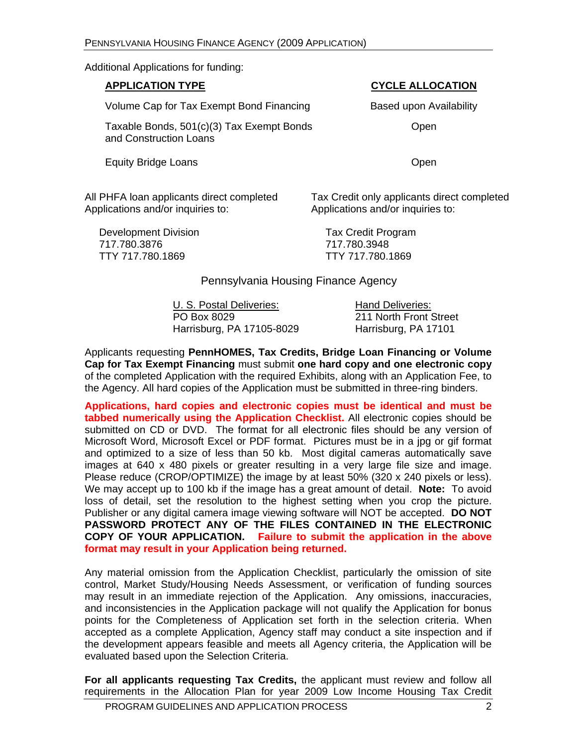Additional Applications for funding:

| APPLICATION TYPE | CYCLE ALLOCATION |
|---|---|
| Volume Cap for Tax Exempt Bond Financing | Based upon Availability |
| Taxable Bonds, 501(c)(3) Tax Exempt Bonds and Construction Loans | Open |
| Equity Bridge Loans | Open |

All PHFA loan applicants direct completed Applications and/or inquiries to:

Development Division
717.780.3876
TTY 717.780.1869

Tax Credit only applicants direct completed Applications and/or inquiries to:

Tax Credit Program
717.780.3948
TTY 717.780.1869

Pennsylvania Housing Finance Agency

U. S. Postal Deliveries:
PO Box 8029
Harrisburg, PA 17105-8029

Hand Deliveries:
211 North Front Street
Harrisburg, PA 17101

Applicants requesting **PennHOMES, Tax Credits, Bridge Loan Financing or Volume Cap for Tax Exempt Financing** must submit **one hard copy and one electronic copy** of the completed Application with the required Exhibits, along with an Application Fee, to the Agency. All hard copies of the Application must be submitted in three-ring binders.

**Applications, hard copies and electronic copies must be identical and must be tabbed numerically using the Application Checklist.** All electronic copies should be submitted on CD or DVD. The format for all electronic files should be any version of Microsoft Word, Microsoft Excel or PDF format. Pictures must be in a jpg or gif format and optimized to a size of less than 50 kb. Most digital cameras automatically save images at 640 x 480 pixels or greater resulting in a very large file size and image. Please reduce (CROP/OPTIMIZE) the image by at least 50% (320 x 240 pixels or less). We may accept up to 100 kb if the image has a great amount of detail. **Note:** To avoid loss of detail, set the resolution to the highest setting when you crop the picture. Publisher or any digital camera image viewing software will NOT be accepted. **DO NOT PASSWORD PROTECT ANY OF THE FILES CONTAINED IN THE ELECTRONIC COPY OF YOUR APPLICATION. Failure to submit the application in the above format may result in your Application being returned.**

Any material omission from the Application Checklist, particularly the omission of site control, Market Study/Housing Needs Assessment, or verification of funding sources may result in an immediate rejection of the Application. Any omissions, inaccuracies, and inconsistencies in the Application package will not qualify the Application for bonus points for the Completeness of Application set forth in the selection criteria. When accepted as a complete Application, Agency staff may conduct a site inspection and if the development appears feasible and meets all Agency criteria, the Application will be evaluated based upon the Selection Criteria.

**For all applicants requesting Tax Credits,** the applicant must review and follow all requirements in the Allocation Plan for year 2009 Low Income Housing Tax Credit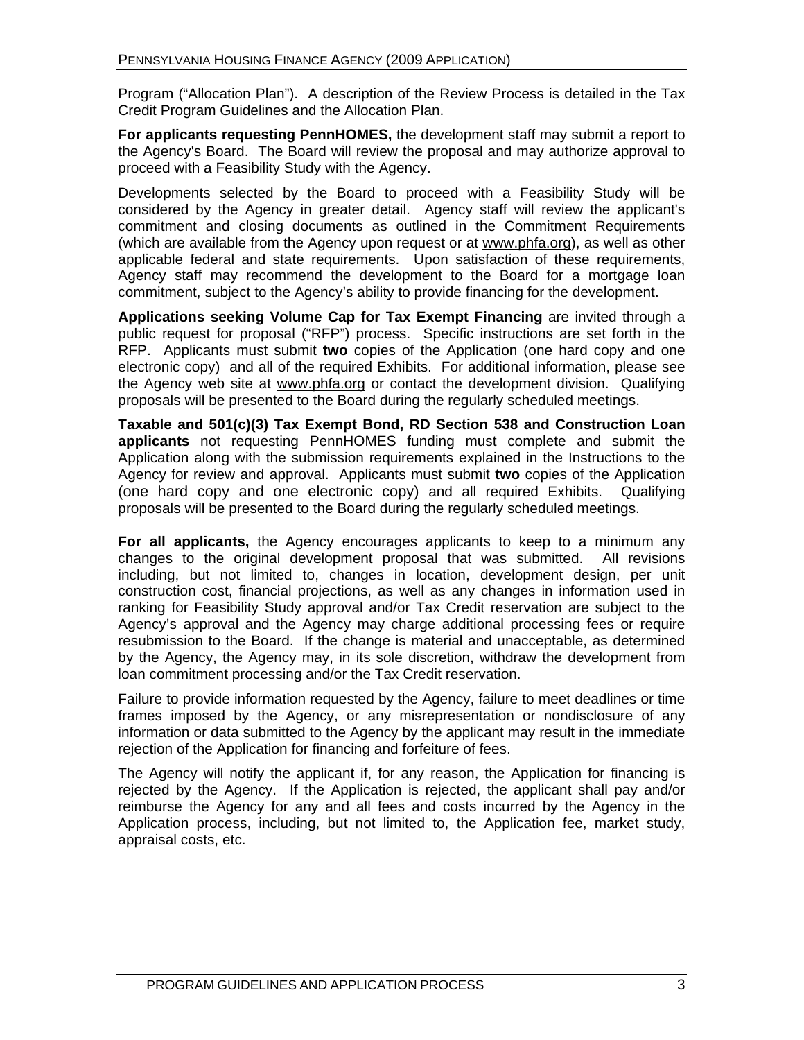Program ("Allocation Plan"). A description of the Review Process is detailed in the Tax Credit Program Guidelines and the Allocation Plan.

**For applicants requesting PennHOMES,** the development staff may submit a report to the Agency's Board. The Board will review the proposal and may authorize approval to proceed with a Feasibility Study with the Agency.

Developments selected by the Board to proceed with a Feasibility Study will be considered by the Agency in greater detail. Agency staff will review the applicant's commitment and closing documents as outlined in the Commitment Requirements (which are available from the Agency upon request or at www.phfa.org), as well as other applicable federal and state requirements. Upon satisfaction of these requirements, Agency staff may recommend the development to the Board for a mortgage loan commitment, subject to the Agency's ability to provide financing for the development.

**Applications seeking Volume Cap for Tax Exempt Financing** are invited through a public request for proposal ("RFP") process. Specific instructions are set forth in the RFP. Applicants must submit **two** copies of the Application (one hard copy and one electronic copy) and all of the required Exhibits. For additional information, please see the Agency web site at www.phfa.org or contact the development division. Qualifying proposals will be presented to the Board during the regularly scheduled meetings.

**Taxable and 501(c)(3) Tax Exempt Bond, RD Section 538 and Construction Loan applicants** not requesting PennHOMES funding must complete and submit the Application along with the submission requirements explained in the Instructions to the Agency for review and approval. Applicants must submit **two** copies of the Application (one hard copy and one electronic copy) and all required Exhibits. Qualifying proposals will be presented to the Board during the regularly scheduled meetings.

**For all applicants,** the Agency encourages applicants to keep to a minimum any changes to the original development proposal that was submitted. All revisions including, but not limited to, changes in location, development design, per unit construction cost, financial projections, as well as any changes in information used in ranking for Feasibility Study approval and/or Tax Credit reservation are subject to the Agency's approval and the Agency may charge additional processing fees or require resubmission to the Board. If the change is material and unacceptable, as determined by the Agency, the Agency may, in its sole discretion, withdraw the development from loan commitment processing and/or the Tax Credit reservation.

Failure to provide information requested by the Agency, failure to meet deadlines or time frames imposed by the Agency, or any misrepresentation or nondisclosure of any information or data submitted to the Agency by the applicant may result in the immediate rejection of the Application for financing and forfeiture of fees.

The Agency will notify the applicant if, for any reason, the Application for financing is rejected by the Agency. If the Application is rejected, the applicant shall pay and/or reimburse the Agency for any and all fees and costs incurred by the Agency in the Application process, including, but not limited to, the Application fee, market study, appraisal costs, etc.